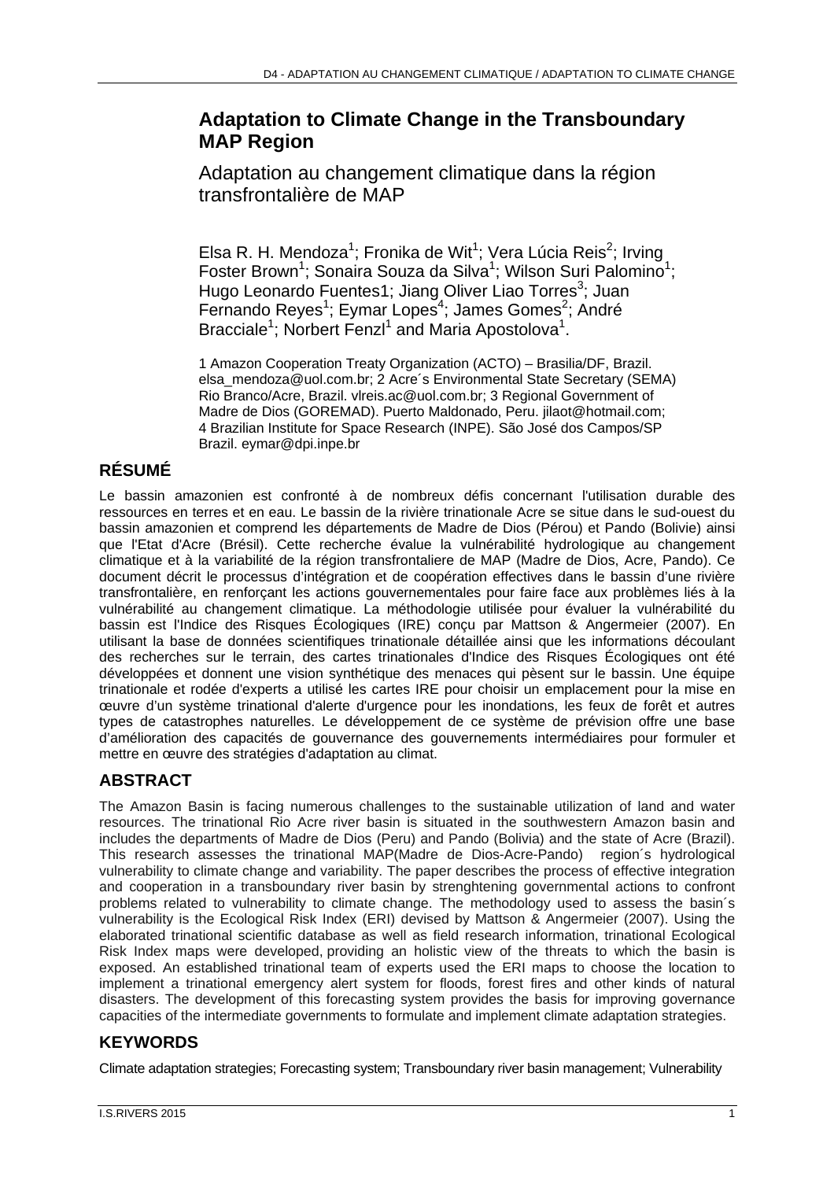# Adaptation to Climate Change in the Transboundary MAP Region

## Adaptation au changement climatique dans la région transfrontalière de MAP

Elsa R. H. Mendoza[1]; Fronika de Wit[1]; Vera Lúcia Reis[2]; Irving Foster Brown[1]; Sonaira Souza da Silva[1]; Wilson Suri Palomino[1]; Hugo Leonardo Fuentes1; Jiang Oliver Liao Torres[3]; Juan Fernando Reyes[1]; Eymar Lopes[4]; James Gomes[2]; André Bracciale[1]; Norbert Fenzl[1] and Maria Apostolova[1].

1 Amazon Cooperation Treaty Organization (ACTO) – Brasilia/DF, Brazil. elsa_mendoza@uol.com.br; 2 Acre´s Environmental State Secretary (SEMA) Rio Branco/Acre, Brazil. vlreis.ac@uol.com.br; 3 Regional Government of Madre de Dios (GOREMAD). Puerto Maldonado, Peru. jilaot@hotmail.com; 4 Brazilian Institute for Space Research (INPE). São José dos Campos/SP Brazil. eymar@dpi.inpe.br

## RÉSUMÉ

Le bassin amazonien est confronté à de nombreux défis concernant l'utilisation durable des ressources en terres et en eau. Le bassin de la rivière trinationale Acre se situe dans le sud-ouest du bassin amazonien et comprend les départements de Madre de Dios (Pérou) et Pando (Bolivie) ainsi que l'Etat d'Acre (Brésil). Cette recherche évalue la vulnérabilité hydrologique au changement climatique et à la variabilité de la région transfrontaliere de MAP (Madre de Dios, Acre, Pando). Ce document décrit le processus d'intégration et de coopération effectives dans le bassin d'une rivière transfrontalière, en renforçant les actions gouvernementales pour faire face aux problèmes liés à la vulnérabilité au changement climatique. La méthodologie utilisée pour évaluer la vulnérabilité du bassin est l'Indice des Risques Écologiques (IRE) conçu par Mattson & Angermeier (2007). En utilisant la base de données scientifiques trinationale détaillée ainsi que les informations découlant des recherches sur le terrain, des cartes trinationales d'Indice des Risques Écologiques ont été développées et donnent une vision synthétique des menaces qui pèsent sur le bassin. Une équipe trinationale et rodée d'experts a utilisé les cartes IRE pour choisir un emplacement pour la mise en œuvre d'un système trinational d'alerte d'urgence pour les inondations, les feux de forêt et autres types de catastrophes naturelles. Le développement de ce système de prévision offre une base d'amélioration des capacités de gouvernance des gouvernements intermédiaires pour formuler et mettre en œuvre des stratégies d'adaptation au climat.

## ABSTRACT

The Amazon Basin is facing numerous challenges to the sustainable utilization of land and water resources. The trinational Rio Acre river basin is situated in the southwestern Amazon basin and includes the departments of Madre de Dios (Peru) and Pando (Bolivia) and the state of Acre (Brazil). This research assesses the trinational MAP(Madre de Dios-Acre-Pando) region´s hydrological vulnerability to climate change and variability. The paper describes the process of effective integration and cooperation in a transboundary river basin by strenghtening governmental actions to confront problems related to vulnerability to climate change. The methodology used to assess the basin´s vulnerability is the Ecological Risk Index (ERI) devised by Mattson & Angermeier (2007). Using the elaborated trinational scientific database as well as field research information, trinational Ecological Risk Index maps were developed, providing an holistic view of the threats to which the basin is exposed. An established trinational team of experts used the ERI maps to choose the location to implement a trinational emergency alert system for floods, forest fires and other kinds of natural disasters. The development of this forecasting system provides the basis for improving governance capacities of the intermediate governments to formulate and implement climate adaptation strategies.

## KEYWORDS

Climate adaptation strategies; Forecasting system; Transboundary river basin management; Vulnerability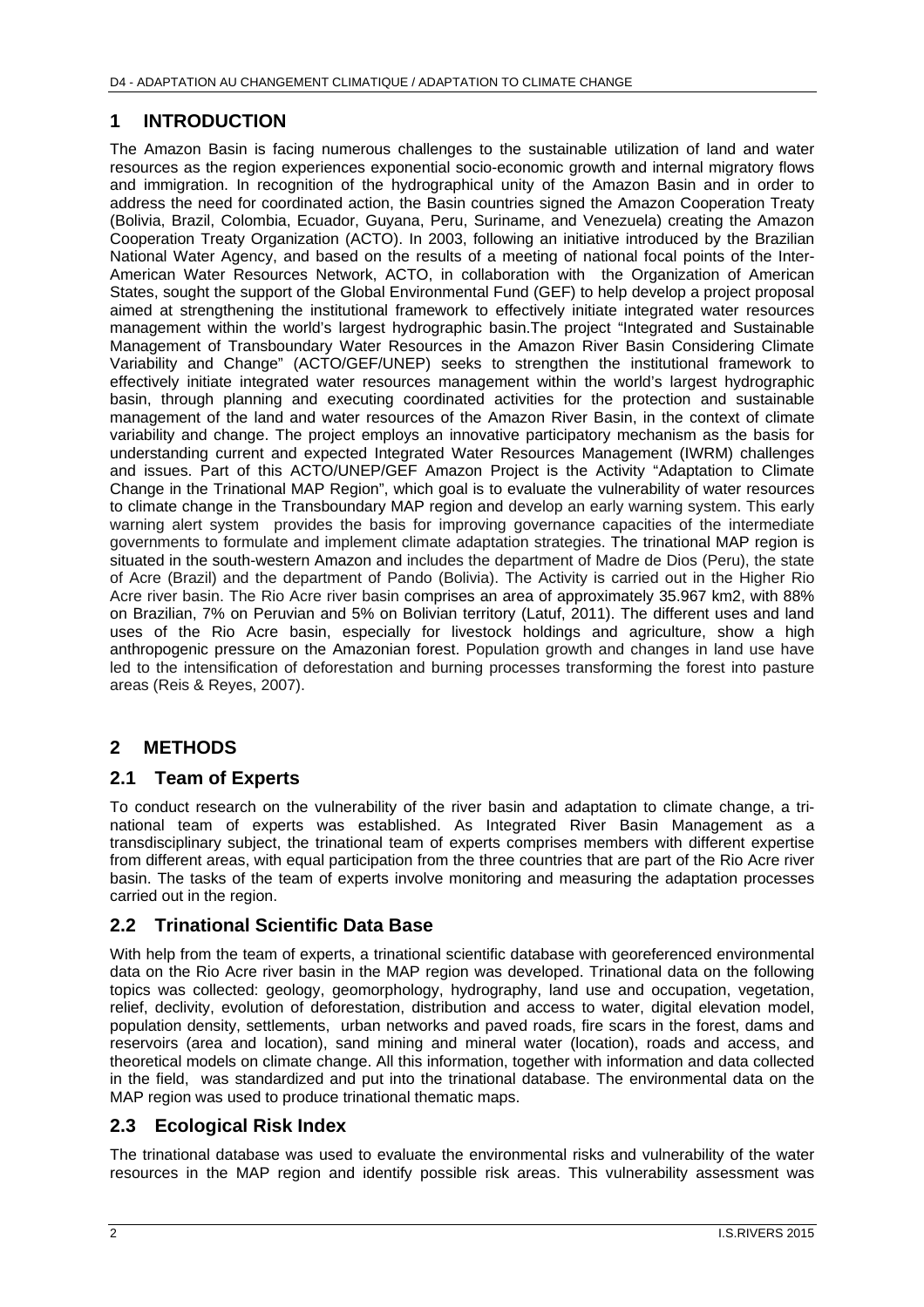# 1 INTRODUCTION

The Amazon Basin is facing numerous challenges to the sustainable utilization of land and water resources as the region experiences exponential socio-economic growth and internal migratory flows and immigration. In recognition of the hydrographical unity of the Amazon Basin and in order to address the need for coordinated action, the Basin countries signed the Amazon Cooperation Treaty (Bolivia, Brazil, Colombia, Ecuador, Guyana, Peru, Suriname, and Venezuela) creating the Amazon Cooperation Treaty Organization (ACTO). In 2003, following an initiative introduced by the Brazilian National Water Agency, and based on the results of a meeting of national focal points of the Inter-American Water Resources Network, ACTO, in collaboration with the Organization of American States, sought the support of the Global Environmental Fund (GEF) to help develop a project proposal aimed at strengthening the institutional framework to effectively initiate integrated water resources management within the world's largest hydrographic basin.The project "Integrated and Sustainable Management of Transboundary Water Resources in the Amazon River Basin Considering Climate Variability and Change" (ACTO/GEF/UNEP) seeks to strengthen the institutional framework to effectively initiate integrated water resources management within the world's largest hydrographic basin, through planning and executing coordinated activities for the protection and sustainable management of the land and water resources of the Amazon River Basin, in the context of climate variability and change. The project employs an innovative participatory mechanism as the basis for understanding current and expected Integrated Water Resources Management (IWRM) challenges and issues. Part of this ACTO/UNEP/GEF Amazon Project is the Activity "Adaptation to Climate Change in the Trinational MAP Region", which goal is to evaluate the vulnerability of water resources to climate change in the Transboundary MAP region and develop an early warning system. This early warning alert system provides the basis for improving governance capacities of the intermediate governments to formulate and implement climate adaptation strategies. The trinational MAP region is situated in the south-western Amazon and includes the department of Madre de Dios (Peru), the state of Acre (Brazil) and the department of Pando (Bolivia). The Activity is carried out in the Higher Rio Acre river basin. The Rio Acre river basin comprises an area of approximately 35.967 km2, with 88% on Brazilian, 7% on Peruvian and 5% on Bolivian territory (Latuf, 2011). The different uses and land uses of the Rio Acre basin, especially for livestock holdings and agriculture, show a high anthropogenic pressure on the Amazonian forest. Population growth and changes in land use have led to the intensification of deforestation and burning processes transforming the forest into pasture areas (Reis & Reyes, 2007).

# 2 METHODS

## 2.1 Team of Experts

To conduct research on the vulnerability of the river basin and adaptation to climate change, a trinational team of experts was established. As Integrated River Basin Management as a transdisciplinary subject, the trinational team of experts comprises members with different expertise from different areas, with equal participation from the three countries that are part of the Rio Acre river basin. The tasks of the team of experts involve monitoring and measuring the adaptation processes carried out in the region.

## 2.2 Trinational Scientific Data Base

With help from the team of experts, a trinational scientific database with georeferenced environmental data on the Rio Acre river basin in the MAP region was developed. Trinational data on the following topics was collected: geology, geomorphology, hydrography, land use and occupation, vegetation, relief, declivity, evolution of deforestation, distribution and access to water, digital elevation model, population density, settlements, urban networks and paved roads, fire scars in the forest, dams and reservoirs (area and location), sand mining and mineral water (location), roads and access, and theoretical models on climate change. All this information, together with information and data collected in the field, was standardized and put into the trinational database. The environmental data on the MAP region was used to produce trinational thematic maps.

## 2.3 Ecological Risk Index

The trinational database was used to evaluate the environmental risks and vulnerability of the water resources in the MAP region and identify possible risk areas. This vulnerability assessment was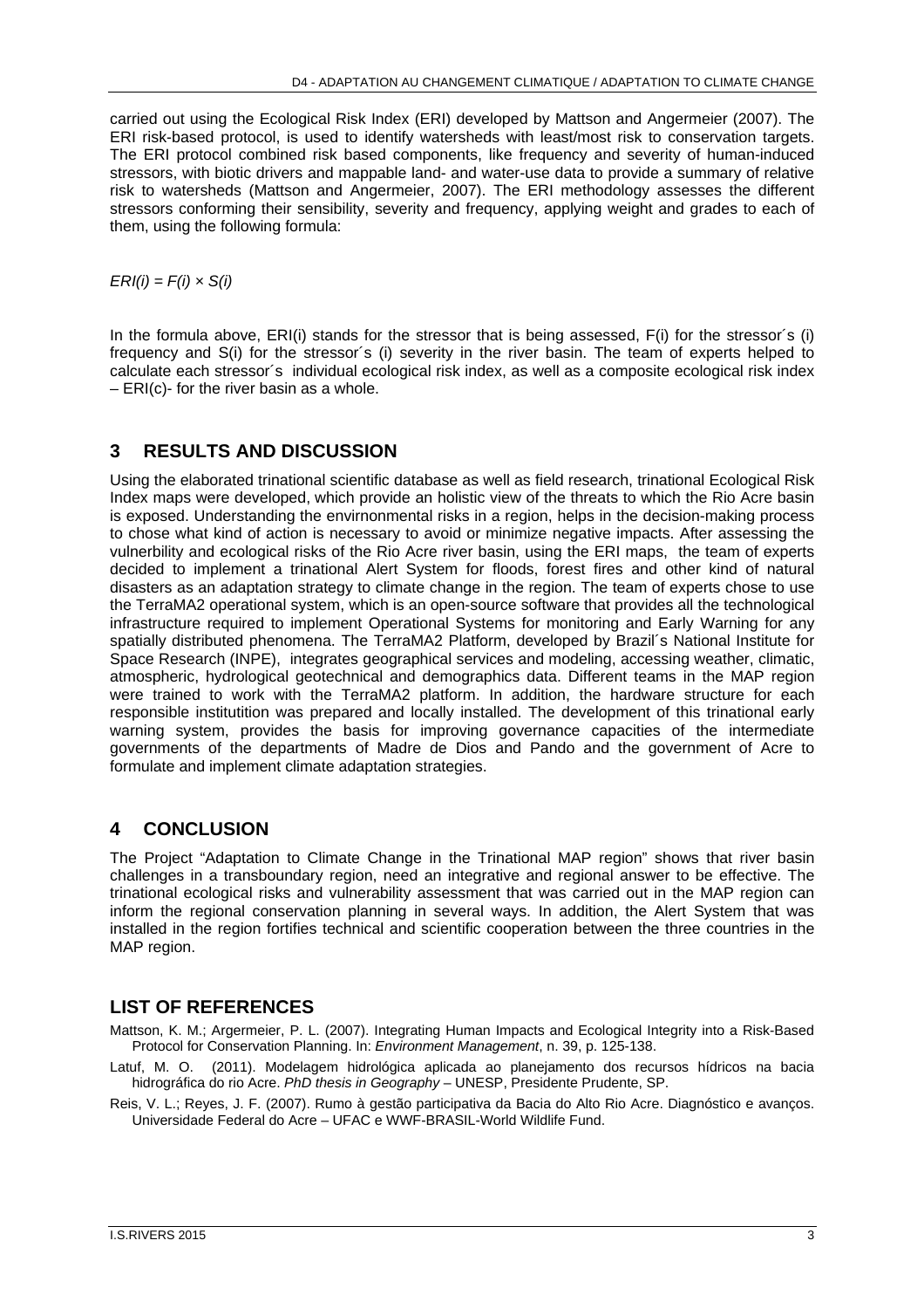carried out using the Ecological Risk Index (ERI) developed by Mattson and Angermeier (2007). The ERI risk-based protocol, is used to identify watersheds with least/most risk to conservation targets. The ERI protocol combined risk based components, like frequency and severity of human-induced stressors, with biotic drivers and mappable land- and water-use data to provide a summary of relative risk to watersheds (Mattson and Angermeier, 2007). The ERI methodology assesses the different stressors conforming their sensibility, severity and frequency, applying weight and grades to each of them, using the following formula:

$$ERI(i) = F(i) \times S(i)$$

In the formula above, ERI(i) stands for the stressor that is being assessed, F(i) for the stressor´s (i) frequency and S(i) for the stressor´s (i) severity in the river basin. The team of experts helped to calculate each stressor´s individual ecological risk index, as well as a composite ecological risk index – ERI(c)- for the river basin as a whole.

## 3 RESULTS AND DISCUSSION

Using the elaborated trinational scientific database as well as field research, trinational Ecological Risk Index maps were developed, which provide an holistic view of the threats to which the Rio Acre basin is exposed. Understanding the envirnonmental risks in a region, helps in the decision-making process to chose what kind of action is necessary to avoid or minimize negative impacts. After assessing the vulnerbility and ecological risks of the Rio Acre river basin, using the ERI maps, the team of experts decided to implement a trinational Alert System for floods, forest fires and other kind of natural disasters as an adaptation strategy to climate change in the region. The team of experts chose to use the TerraMA2 operational system, which is an open-source software that provides all the technological infrastructure required to implement Operational Systems for monitoring and Early Warning for any spatially distributed phenomena. The TerraMA2 Platform, developed by Brazil´s National Institute for Space Research (INPE), integrates geographical services and modeling, accessing weather, climatic, atmospheric, hydrological geotechnical and demographics data. Different teams in the MAP region were trained to work with the TerraMA2 platform. In addition, the hardware structure for each responsible institutition was prepared and locally installed. The development of this trinational early warning system, provides the basis for improving governance capacities of the intermediate governments of the departments of Madre de Dios and Pando and the government of Acre to formulate and implement climate adaptation strategies.

## 4 CONCLUSION

The Project "Adaptation to Climate Change in the Trinational MAP region" shows that river basin challenges in a transboundary region, need an integrative and regional answer to be effective. The trinational ecological risks and vulnerability assessment that was carried out in the MAP region can inform the regional conservation planning in several ways. In addition, the Alert System that was installed in the region fortifies technical and scientific cooperation between the three countries in the MAP region.

## LIST OF REFERENCES

Mattson, K. M.; Argermeier, P. L. (2007). Integrating Human Impacts and Ecological Integrity into a Risk-Based Protocol for Conservation Planning. In: *Environment Management*, n. 39, p. 125-138.

Latuf, M. O. (2011). Modelagem hidrológica aplicada ao planejamento dos recursos hídricos na bacia hidrográfica do rio Acre. *PhD thesis in Geography* – UNESP, Presidente Prudente, SP.

Reis, V. L.; Reyes, J. F. (2007). Rumo à gestão participativa da Bacia do Alto Rio Acre. Diagnóstico e avanços. Universidade Federal do Acre – UFAC e WWF-BRASIL-World Wildlife Fund.